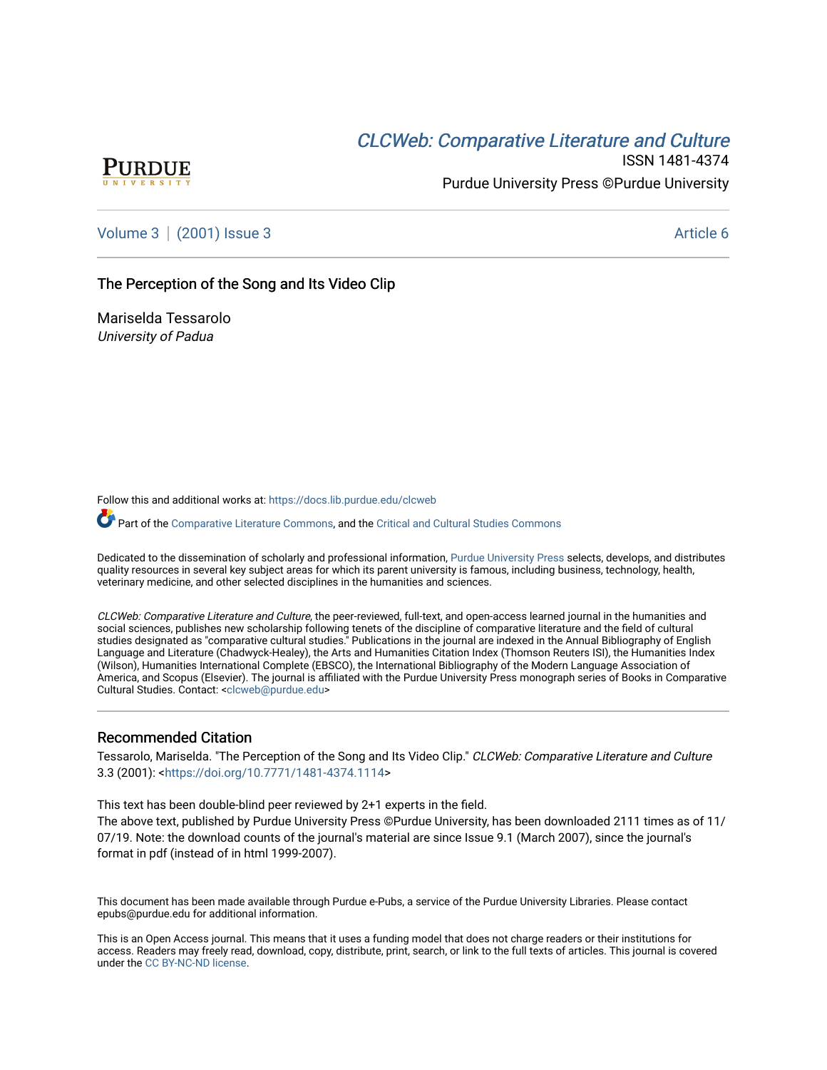CLCWeb: Comparative Literature and Culture

ISSN 1481-4374

Purdue University Press ©Purdue University

Volume 3 | (2001) Issue 3 Article 6

# The Perception of the Song and Its Video Clip

Mariselda Tessarolo

*University of Padua*

Follow this and additional works at: https://docs.lib.purdue.edu/clcweb

Part of the Comparative Literature Commons, and the Critical and Cultural Studies Commons

Dedicated to the dissemination of scholarly and professional information, Purdue University Press selects, develops, and distributes quality resources in several key subject areas for which its parent university is famous, including business, technology, health, veterinary medicine, and other selected disciplines in the humanities and sciences.

*CLCWeb: Comparative Literature and Culture*, the peer-reviewed, full-text, and open-access learned journal in the humanities and social sciences, publishes new scholarship following tenets of the discipline of comparative literature and the field of cultural studies designated as "comparative cultural studies." Publications in the journal are indexed in the Annual Bibliography of English Language and Literature (Chadwyck-Healey), the Arts and Humanities Citation Index (Thomson Reuters ISI), the Humanities Index (Wilson), Humanities International Complete (EBSCO), the International Bibliography of the Modern Language Association of America, and Scopus (Elsevier). The journal is affiliated with the Purdue University Press monograph series of Books in Comparative Cultural Studies. Contact: <clcweb@purdue.edu>

## Recommended Citation

Tessarolo, Mariselda. "The Perception of the Song and Its Video Clip." *CLCWeb: Comparative Literature and Culture* 3.3 (2001): <https://doi.org/10.7771/1481-4374.1114>

This text has been double-blind peer reviewed by 2+1 experts in the field.
The above text, published by Purdue University Press ©Purdue University, has been downloaded 2111 times as of 11/07/19. Note: the download counts of the journal's material are since Issue 9.1 (March 2007), since the journal's format in pdf (instead of in html 1999-2007).

This document has been made available through Purdue e-Pubs, a service of the Purdue University Libraries. Please contact epubs@purdue.edu for additional information.

This is an Open Access journal. This means that it uses a funding model that does not charge readers or their institutions for access. Readers may freely read, download, copy, distribute, print, search, or link to the full texts of articles. This journal is covered under the CC BY-NC-ND license.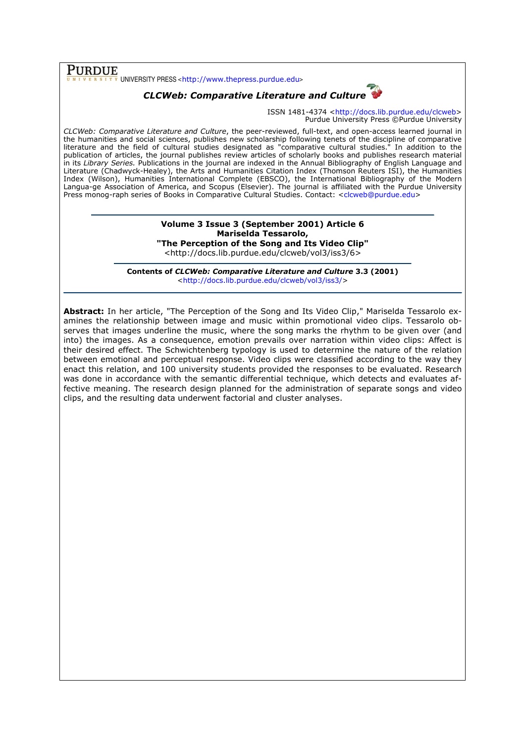**PURDUE** UNIVERSITY PRESS <http://www.thepress.purdue.edu>

***CLCWeb: Comparative Literature and Culture***

ISSN 1481-4374 <http://docs.lib.purdue.edu/clcweb>
Purdue University Press ©Purdue University

*CLCWeb: Comparative Literature and Culture*, the peer-reviewed, full-text, and open-access learned journal in the humanities and social sciences, publishes new scholarship following tenets of the discipline of comparative literature and the field of cultural studies designated as "comparative cultural studies." In addition to the publication of articles, the journal publishes review articles of scholarly books and publishes research material in its *Library Series.* Publications in the journal are indexed in the Annual Bibliography of English Language and Literature (Chadwyck-Healey), the Arts and Humanities Citation Index (Thomson Reuters ISI), the Humanities Index (Wilson), Humanities International Complete (EBSCO), the International Bibliography of the Modern Langua-ge Association of America, and Scopus (Elsevier). The journal is affiliated with the Purdue University Press monog-raph series of Books in Comparative Cultural Studies. Contact: <clcweb@purdue.edu>

---

**Volume 3 Issue 3 (September 2001) Article 6**
**Mariselda Tessarolo,**
**"The Perception of the Song and Its Video Clip"**
<http://docs.lib.purdue.edu/clcweb/vol3/iss3/6>

---

**Contents of *CLCWeb: Comparative Literature and Culture* 3.3 (2001)**
<http://docs.lib.purdue.edu/clcweb/vol3/iss3/>

---

**Abstract:** In her article, "The Perception of the Song and Its Video Clip," Mariselda Tessarolo examines the relationship between image and music within promotional video clips. Tessarolo observes that images underline the music, where the song marks the rhythm to be given over (and into) the images. As a consequence, emotion prevails over narration within video clips: Affect is their desired effect. The Schwichtenberg typology is used to determine the nature of the relation between emotional and perceptual response. Video clips were classified according to the way they enact this relation, and 100 university students provided the responses to be evaluated. Research was done in accordance with the semantic differential technique, which detects and evaluates affective meaning. The research design planned for the administration of separate songs and video clips, and the resulting data underwent factorial and cluster analyses.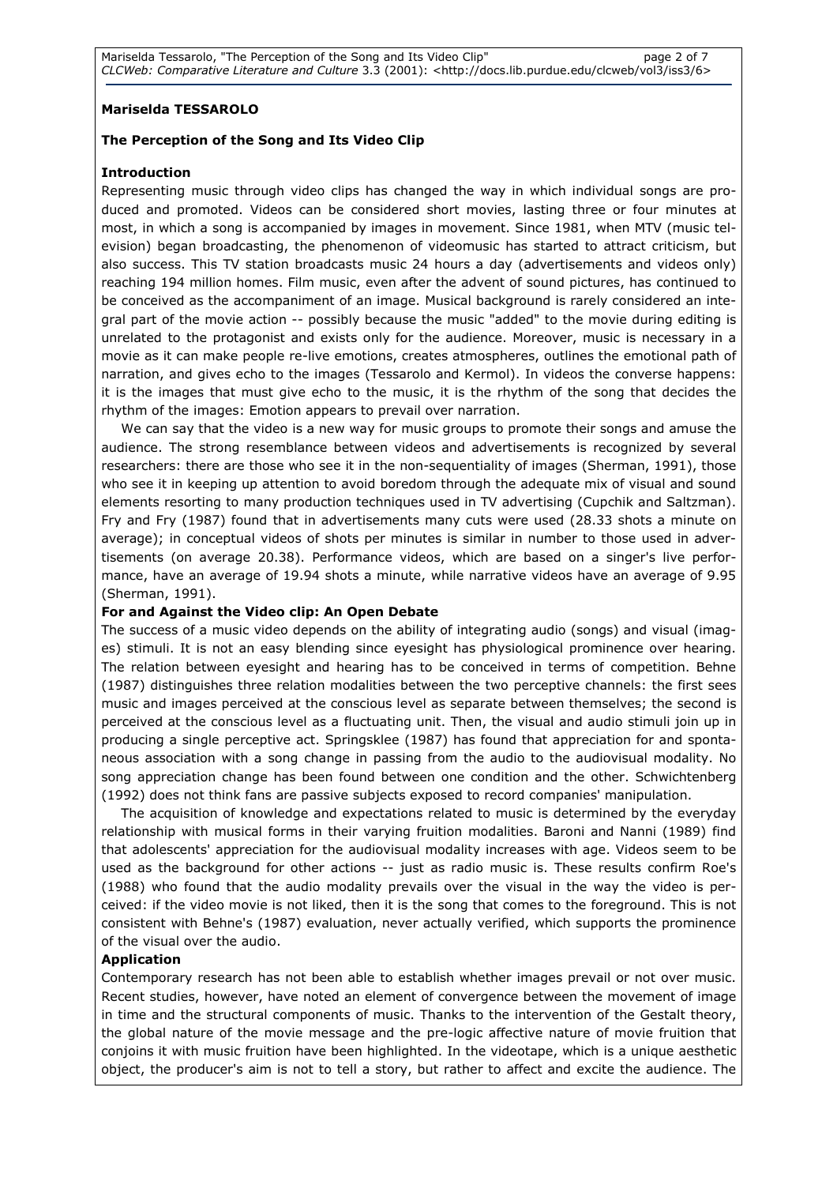**Mariselda TESSAROLO**

**The Perception of the Song and Its Video Clip**

**Introduction**

Representing music through video clips has changed the way in which individual songs are produced and promoted. Videos can be considered short movies, lasting three or four minutes at most, in which a song is accompanied by images in movement. Since 1981, when MTV (music television) began broadcasting, the phenomenon of videomusic has started to attract criticism, but also success. This TV station broadcasts music 24 hours a day (advertisements and videos only) reaching 194 million homes. Film music, even after the advent of sound pictures, has continued to be conceived as the accompaniment of an image. Musical background is rarely considered an integral part of the movie action -- possibly because the music "added" to the movie during editing is unrelated to the protagonist and exists only for the audience. Moreover, music is necessary in a movie as it can make people re-live emotions, creates atmospheres, outlines the emotional path of narration, and gives echo to the images (Tessarolo and Kermol). In videos the converse happens: it is the images that must give echo to the music, it is the rhythm of the song that decides the rhythm of the images: Emotion appears to prevail over narration.

We can say that the video is a new way for music groups to promote their songs and amuse the audience. The strong resemblance between videos and advertisements is recognized by several researchers: there are those who see it in the non-sequentiality of images (Sherman, 1991), those who see it in keeping up attention to avoid boredom through the adequate mix of visual and sound elements resorting to many production techniques used in TV advertising (Cupchik and Saltzman). Fry and Fry (1987) found that in advertisements many cuts were used (28.33 shots a minute on average); in conceptual videos of shots per minutes is similar in number to those used in advertisements (on average 20.38). Performance videos, which are based on a singer's live performance, have an average of 19.94 shots a minute, while narrative videos have an average of 9.95 (Sherman, 1991).

**For and Against the Video clip: An Open Debate**

The success of a music video depends on the ability of integrating audio (songs) and visual (images) stimuli. It is not an easy blending since eyesight has physiological prominence over hearing. The relation between eyesight and hearing has to be conceived in terms of competition. Behne (1987) distinguishes three relation modalities between the two perceptive channels: the first sees music and images perceived at the conscious level as separate between themselves; the second is perceived at the conscious level as a fluctuating unit. Then, the visual and audio stimuli join up in producing a single perceptive act. Springsklee (1987) has found that appreciation for and spontaneous association with a song change in passing from the audio to the audiovisual modality. No song appreciation change has been found between one condition and the other. Schwichtenberg (1992) does not think fans are passive subjects exposed to record companies' manipulation.

The acquisition of knowledge and expectations related to music is determined by the everyday relationship with musical forms in their varying fruition modalities. Baroni and Nanni (1989) find that adolescents' appreciation for the audiovisual modality increases with age. Videos seem to be used as the background for other actions -- just as radio music is. These results confirm Roe's (1988) who found that the audio modality prevails over the visual in the way the video is perceived: if the video movie is not liked, then it is the song that comes to the foreground. This is not consistent with Behne's (1987) evaluation, never actually verified, which supports the prominence of the visual over the audio.

**Application**

Contemporary research has not been able to establish whether images prevail or not over music. Recent studies, however, have noted an element of convergence between the movement of image in time and the structural components of music. Thanks to the intervention of the Gestalt theory, the global nature of the movie message and the pre-logic affective nature of movie fruition that conjoins it with music fruition have been highlighted. In the videotape, which is a unique aesthetic object, the producer's aim is not to tell a story, but rather to affect and excite the audience. The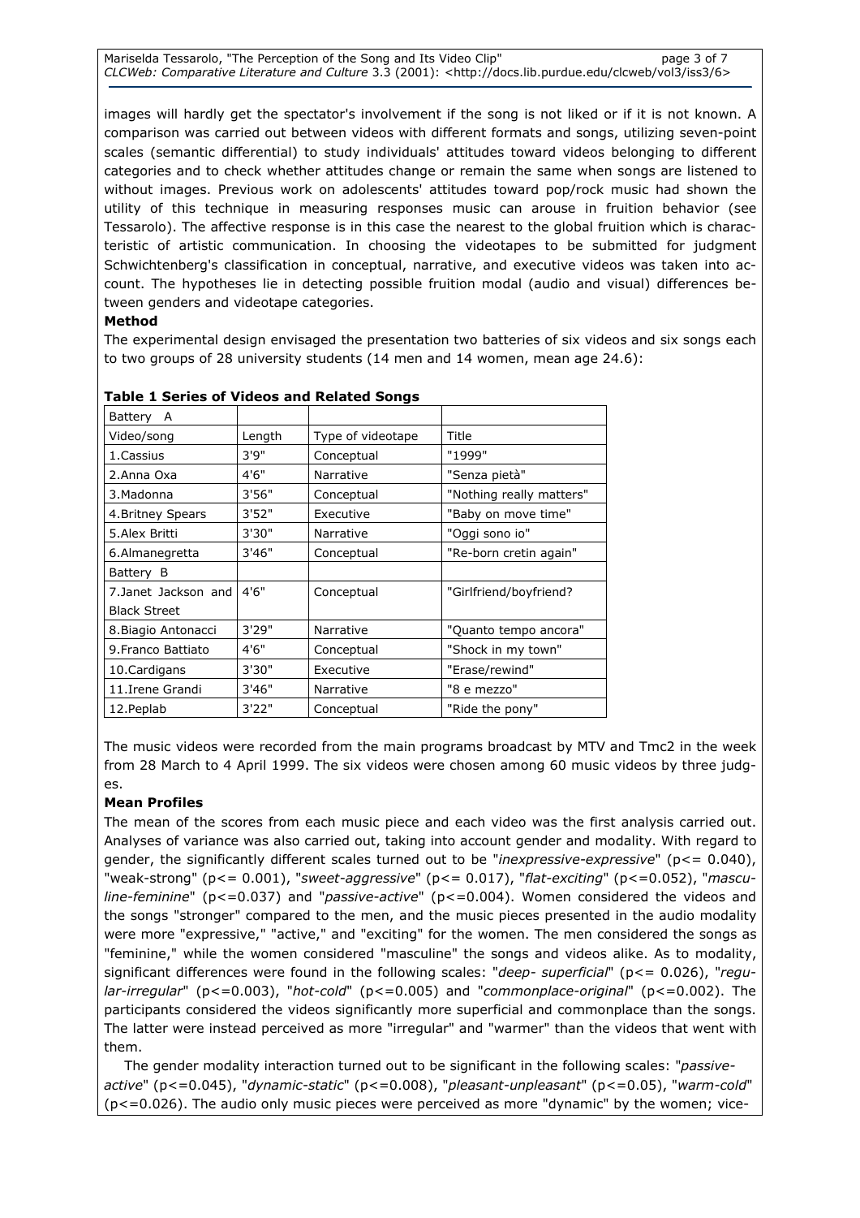images will hardly get the spectator's involvement if the song is not liked or if it is not known. A comparison was carried out between videos with different formats and songs, utilizing seven-point scales (semantic differential) to study individuals' attitudes toward videos belonging to different categories and to check whether attitudes change or remain the same when songs are listened to without images. Previous work on adolescents' attitudes toward pop/rock music had shown the utility of this technique in measuring responses music can arouse in fruition behavior (see Tessarolo). The affective response is in this case the nearest to the global fruition which is characteristic of artistic communication. In choosing the videotapes to be submitted for judgment Schwichtenberg's classification in conceptual, narrative, and executive videos was taken into account. The hypotheses lie in detecting possible fruition modal (audio and visual) differences between genders and videotape categories.

**Method**

The experimental design envisaged the presentation two batteries of six videos and six songs each to two groups of 28 university students (14 men and 14 women, mean age 24.6):

**Table 1 Series of Videos and Related Songs**

| Battery A | | | |
|---|---|---|---|
| Video/song | Length | Type of videotape | Title |
| 1.Cassius | 3'9" | Conceptual | "1999" |
| 2.Anna Oxa | 4'6" | Narrative | "Senza pietà" |
| 3.Madonna | 3'56" | Conceptual | "Nothing really matters" |
| 4.Britney Spears | 3'52" | Executive | "Baby on move time" |
| 5.Alex Britti | 3'30" | Narrative | "Oggi sono io" |
| 6.Almanegretta | 3'46" | Conceptual | "Re-born cretin again" |
| Battery B | | | |
| 7.Janet Jackson and Black Street | 4'6" | Conceptual | "Girlfriend/boyfriend? |
| 8.Biagio Antonacci | 3'29" | Narrative | "Quanto tempo ancora" |
| 9.Franco Battiato | 4'6" | Conceptual | "Shock in my town" |
| 10.Cardigans | 3'30" | Executive | "Erase/rewind" |
| 11.Irene Grandi | 3'46" | Narrative | "8 e mezzo" |
| 12.Peplab | 3'22" | Conceptual | "Ride the pony" |

The music videos were recorded from the main programs broadcast by MTV and Tmc2 in the week from 28 March to 4 April 1999. The six videos were chosen among 60 music videos by three judges.

**Mean Profiles**

The mean of the scores from each music piece and each video was the first analysis carried out. Analyses of variance was also carried out, taking into account gender and modality. With regard to gender, the significantly different scales turned out to be "*inexpressive-expressive*" ($p<= 0.040$), "weak-strong" ($p<= 0.001$), "*sweet-aggressive*" ($p<= 0.017$), "*flat-exciting*" ($p<=0.052$), "*masculine-feminine*" ($p<=0.037$) and "*passive-active*" ($p<=0.004$). Women considered the videos and the songs "stronger" compared to the men, and the music pieces presented in the audio modality were more "expressive," "active," and "exciting" for the women. The men considered the songs as "feminine," while the women considered "masculine" the songs and videos alike. As to modality, significant differences were found in the following scales: "*deep- superficial*" ($p<= 0.026$), "*regular-irregular*" ($p<=0.003$), "*hot-cold*" ($p<=0.005$) and "*commonplace-original*" ($p<=0.002$). The participants considered the videos significantly more superficial and commonplace than the songs. The latter were instead perceived as more "irregular" and "warmer" than the videos that went with them.

The gender modality interaction turned out to be significant in the following scales: "*passive-active*" ($p<=0.045$), "*dynamic-static*" ($p<=0.008$), "*pleasant-unpleasant*" ($p<=0.05$), "*warm-cold*" ($p<=0.026$). The audio only music pieces were perceived as more "dynamic" by the women; vice-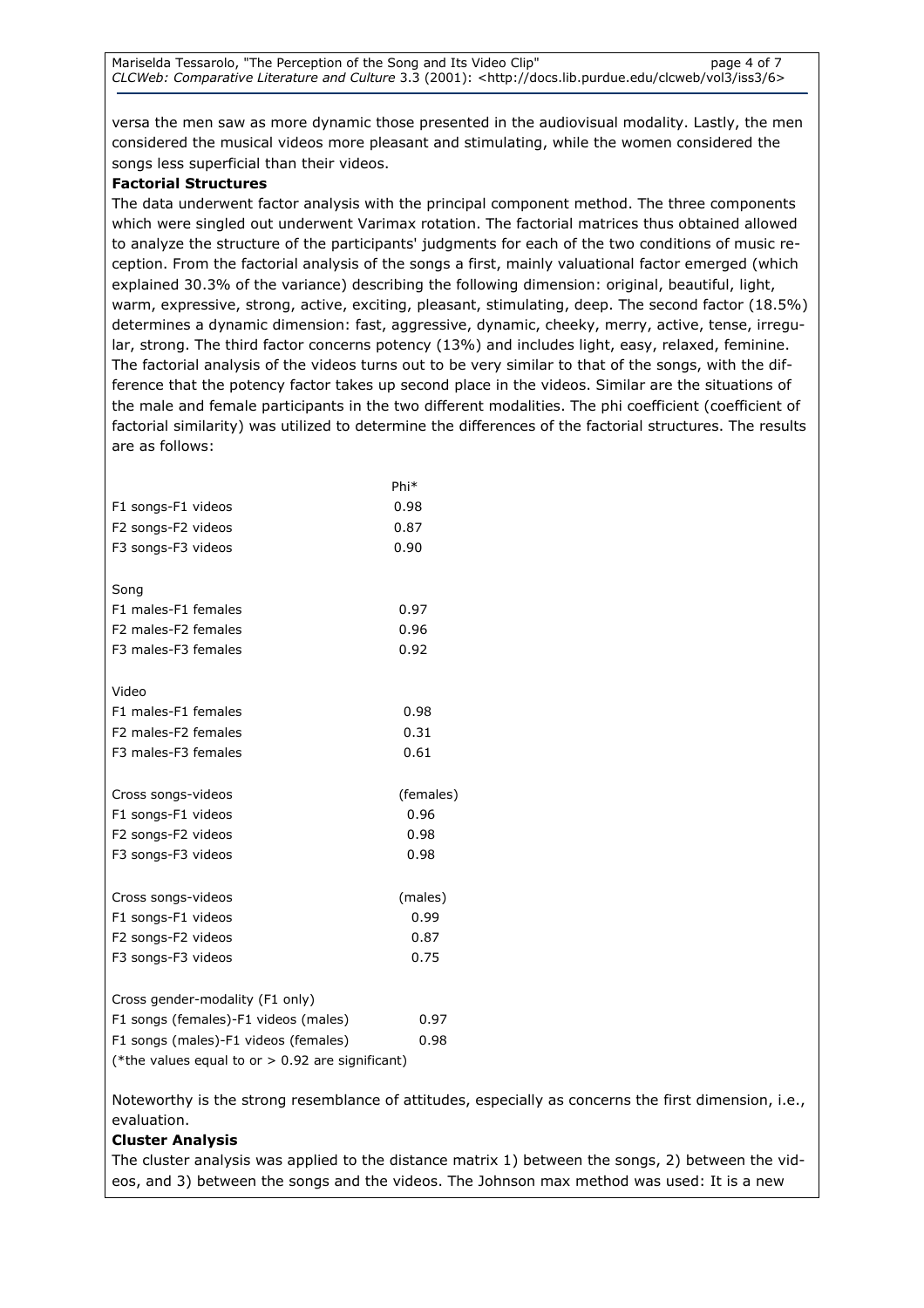versa the men saw as more dynamic those presented in the audiovisual modality. Lastly, the men considered the musical videos more pleasant and stimulating, while the women considered the songs less superficial than their videos.

**Factorial Structures**

The data underwent factor analysis with the principal component method. The three components which were singled out underwent Varimax rotation. The factorial matrices thus obtained allowed to analyze the structure of the participants' judgments for each of the two conditions of music reception. From the factorial analysis of the songs a first, mainly valuational factor emerged (which explained 30.3% of the variance) describing the following dimension: original, beautiful, light, warm, expressive, strong, active, exciting, pleasant, stimulating, deep. The second factor (18.5%) determines a dynamic dimension: fast, aggressive, dynamic, cheeky, merry, active, tense, irregular, strong. The third factor concerns potency (13%) and includes light, easy, relaxed, feminine. The factorial analysis of the videos turns out to be very similar to that of the songs, with the difference that the potency factor takes up second place in the videos. Similar are the situations of the male and female participants in the two different modalities. The phi coefficient (coefficient of factorial similarity) was utilized to determine the differences of the factorial structures. The results are as follows:

| | Phi* |
|---|---|
| F1 songs-F1 videos | 0.98 |
| F2 songs-F2 videos | 0.87 |
| F3 songs-F3 videos | 0.90 |
| | |
| Song | |
| F1 males-F1 females | 0.97 |
| F2 males-F2 females | 0.96 |
| F3 males-F3 females | 0.92 |
| | |
| Video | |
| F1 males-F1 females | 0.98 |
| F2 males-F2 females | 0.31 |
| F3 males-F3 females | 0.61 |
| | |
| Cross songs-videos | (females) |
| F1 songs-F1 videos | 0.96 |
| F2 songs-F2 videos | 0.98 |
| F3 songs-F3 videos | 0.98 |
| | |
| Cross songs-videos | (males) |
| F1 songs-F1 videos | 0.99 |
| F2 songs-F2 videos | 0.87 |
| F3 songs-F3 videos | 0.75 |
| | |
| Cross gender-modality (F1 only) | |
| F1 songs (females)-F1 videos (males) | 0.97 |
| F1 songs (males)-F1 videos (females) | 0.98 |

(*the values equal to or > 0.92 are significant)

Noteworthy is the strong resemblance of attitudes, especially as concerns the first dimension, i.e., evaluation.

**Cluster Analysis**

The cluster analysis was applied to the distance matrix 1) between the songs, 2) between the videos, and 3) between the songs and the videos. The Johnson max method was used: It is a new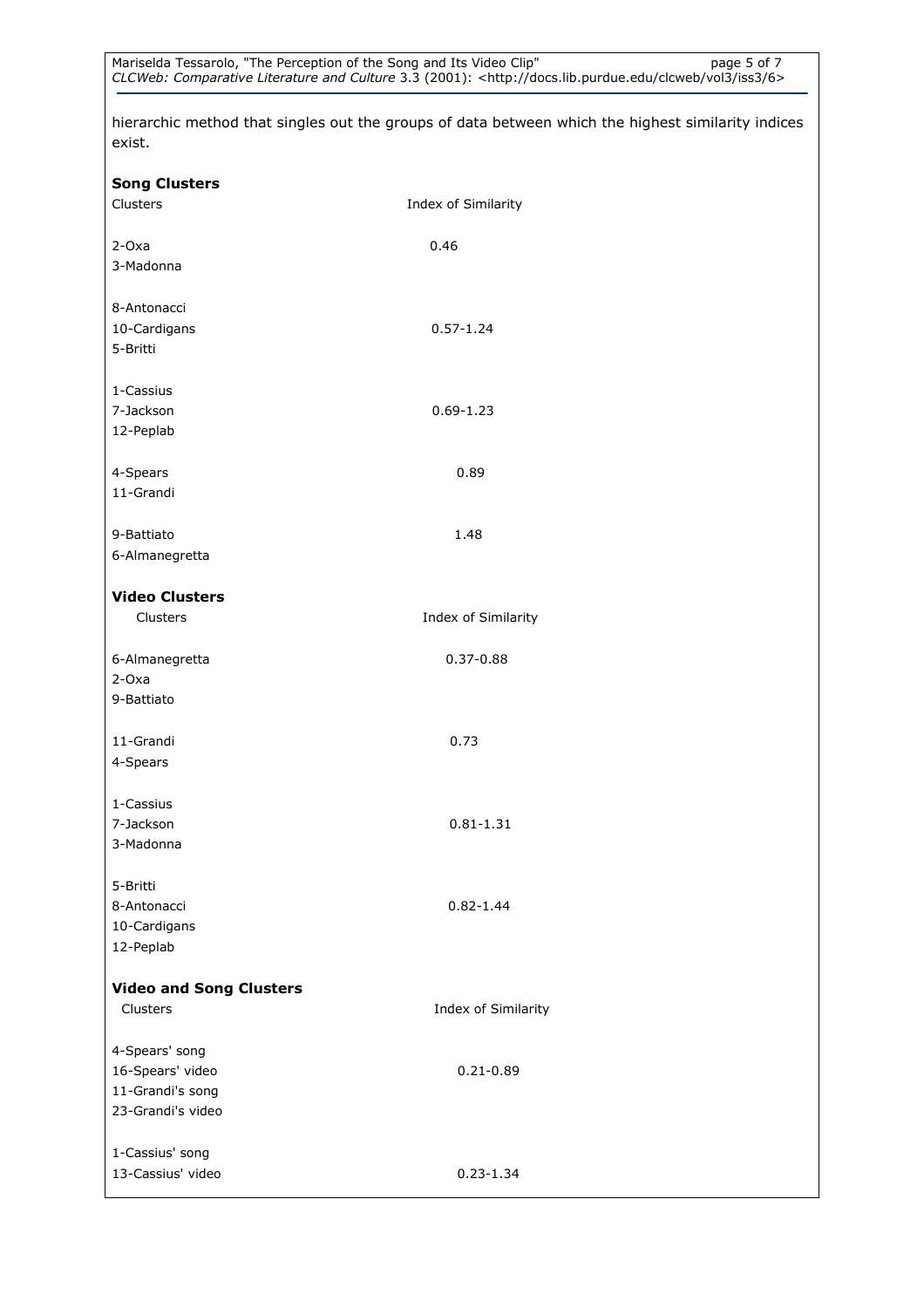hierarchic method that singles out the groups of data between which the highest similarity indices exist.

**Song Clusters**

| Clusters | Index of Similarity |
|---|---|
| 2-Oxa<br>3-Madonna | 0.46 |
| 8-Antonacci<br>10-Cardigans<br>5-Britti | 0.57-1.24 |
| 1-Cassius<br>7-Jackson<br>12-Peplab | 0.69-1.23 |
| 4-Spears<br>11-Grandi | 0.89 |
| 9-Battiato<br>6-Almanegretta | 1.48 |

**Video Clusters**

| Clusters | Index of Similarity |
|---|---|
| 6-Almanegretta<br>2-Oxa<br>9-Battiato | 0.37-0.88 |
| 11-Grandi<br>4-Spears | 0.73 |
| 1-Cassius<br>7-Jackson<br>3-Madonna | 0.81-1.31 |
| 5-Britti<br>8-Antonacci<br>10-Cardigans<br>12-Peplab | 0.82-1.44 |

**Video and Song Clusters**

| Clusters | Index of Similarity |
|---|---|
| 4-Spears' song<br>16-Spears' video<br>11-Grandi's song<br>23-Grandi's video | 0.21-0.89 |
| 1-Cassius' song<br>13-Cassius' video | 0.23-1.34 |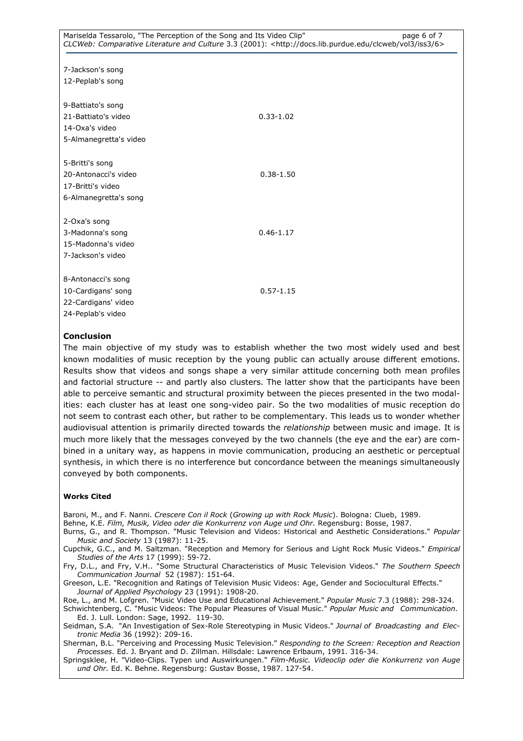| | |
|---|---|
| 7-Jackson's song | |
| 12-Peplab's song | |
| | |
| 9-Battiato's song | |
| 21-Battiato's video | 0.33-1.02 |
| 14-Oxa's video | |
| 5-Almanegretta's video | |
| | |
| 5-Britti's song | |
| 20-Antonacci's video | 0.38-1.50 |
| 17-Britti's video | |
| 6-Almanegretta's song | |
| | |
| 2-Oxa's song | |
| 3-Madonna's song | 0.46-1.17 |
| 15-Madonna's video | |
| 7-Jackson's video | |
| | |
| 8-Antonacci's song | |
| 10-Cardigans' song | 0.57-1.15 |
| 22-Cardigans' video | |
| 24-Peplab's video | |

## Conclusion

The main objective of my study was to establish whether the two most widely used and best known modalities of music reception by the young public can actually arouse different emotions. Results show that videos and songs shape a very similar attitude concerning both mean profiles and factorial structure -- and partly also clusters. The latter show that the participants have been able to perceive semantic and structural proximity between the pieces presented in the two modalities: each cluster has at least one song-video pair. So the two modalities of music reception do not seem to contrast each other, but rather to be complementary. This leads us to wonder whether audiovisual attention is primarily directed towards the *relationship* between music and image. It is much more likely that the messages conveyed by the two channels (the eye and the ear) are combined in a unitary way, as happens in movie communication, producing an aesthetic or perceptual synthesis, in which there is no interference but concordance between the meanings simultaneously conveyed by both components.

#### Works Cited

Baroni, M., and F. Nanni. *Crescere Con il Rock* (*Growing up with Rock Music*). Bologna: Clueb, 1989.

Behne, K.E. *Film, Musik, Video oder die Konkurrenz von Auge und Ohr.* Regensburg: Bosse, 1987.

Burns, G., and R. Thompson. "Music Television and Videos: Historical and Aesthetic Considerations." *Popular Music and Society* 13 (1987): 11-25.

Cupchik, G.C., and M. Saltzman. "Reception and Memory for Serious and Light Rock Music Videos." *Empirical Studies of the Arts* 17 (1999): 59-72.

Fry, D.L., and Fry, V.H.. "Some Structural Characteristics of Music Television Videos." *The Southern Speech Communication Journal* 52 (1987): 151-64.

Greeson, L.E. "Recognition and Ratings of Television Music Videos: Age, Gender and Sociocultural Effects." *Journal of Applied Psychology* 23 (1991): 1908-20.

Roe, L., and M. Lofgren. "Music Video Use and Educational Achievement." *Popular Music* 7.3 (1988): 298-324.

Schwichtenberg, C. "Music Videos: The Popular Pleasures of Visual Music." *Popular Music and Communication*. Ed. J. Lull. London: Sage, 1992. 119-30.

Seidman, S.A. "An Investigation of Sex-Role Stereotyping in Music Videos." *Journal of Broadcasting and Electronic Media* 36 (1992): 209-16.

Sherman, B.L. "Perceiving and Processing Music Television." *Responding to the Screen: Reception and Reaction Processes*. Ed. J. Bryant and D. Zillman. Hillsdale: Lawrence Erlbaum, 1991. 316-34.

Springsklee, H. "Video-Clips. Typen und Auswirkungen." *Film-Music. Videoclip oder die Konkurrenz von Auge und Ohr.* Ed. K. Behne. Regensburg: Gustav Bosse, 1987. 127-54.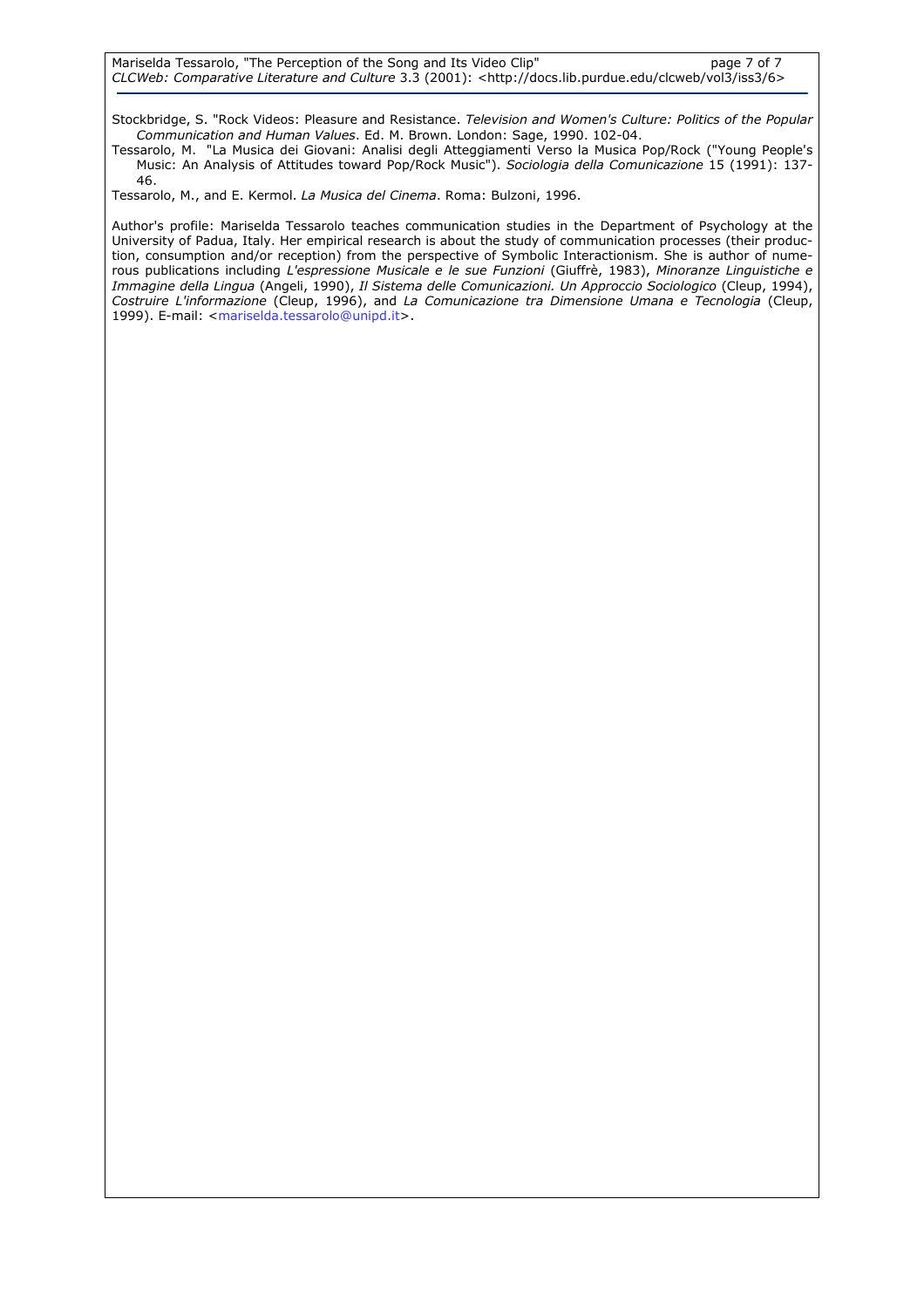Stockbridge, S. "Rock Videos: Pleasure and Resistance. *Television and Women's Culture: Politics of the Popular Communication and Human Values*. Ed. M. Brown. London: Sage, 1990. 102-04.

Tessarolo, M. "La Musica dei Giovani: Analisi degli Atteggiamenti Verso la Musica Pop/Rock ("Young People's Music: An Analysis of Attitudes toward Pop/Rock Music"). *Sociologia della Comunicazione* 15 (1991): 137-46.

Tessarolo, M., and E. Kermol. *La Musica del Cinema*. Roma: Bulzoni, 1996.

Author's profile: Mariselda Tessarolo teaches communication studies in the Department of Psychology at the University of Padua, Italy. Her empirical research is about the study of communication processes (their production, consumption and/or reception) from the perspective of Symbolic Interactionism. She is author of numerous publications including *L'espressione Musicale e le sue Funzioni* (Giuffrè, 1983), *Minoranze Linguistiche e Immagine della Lingua* (Angeli, 1990), *Il Sistema delle Comunicazioni. Un Approccio Sociologico* (Cleup, 1994), *Costruire L'informazione* (Cleup, 1996), and *La Comunicazione tra Dimensione Umana e Tecnologia* (Cleup, 1999). E-mail: <mariselda.tessarolo@unipd.it>.